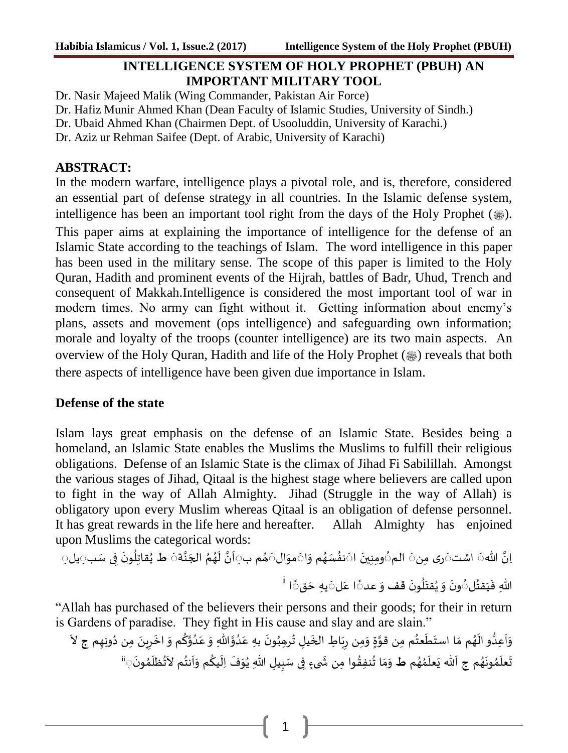# INTELLIGENCE SYSTEM OF HOLY PROPHET (PBUH) AN IMPORTANT MILITARY TOOL

Dr. Nasir Majeed Malik (Wing Commander, Pakistan Air Force)
Dr. Hafiz Munir Ahmed Khan (Dean Faculty of Islamic Studies, University of Sindh.)
Dr. Ubaid Ahmed Khan (Chairmen Dept. of Usooluddin, University of Karachi.)
Dr. Aziz ur Rehman Saifee (Dept. of Arabic, University of Karachi)

## ABSTRACT:

In the modern warfare, intelligence plays a pivotal role, and is, therefore, considered an essential part of defense strategy in all countries. In the Islamic defense system, intelligence has been an important tool right from the days of the Holy Prophet (ﷺ). This paper aims at explaining the importance of intelligence for the defense of an Islamic State according to the teachings of Islam. The word intelligence in this paper has been used in the military sense. The scope of this paper is limited to the Holy Quran, Hadith and prominent events of the Hijrah, battles of Badr, Uhud, Trench and consequent of Makkah.Intelligence is considered the most important tool of war in modern times. No army can fight without it. Getting information about enemy's plans, assets and movement (ops intelligence) and safeguarding own information; morale and loyalty of the troops (counter intelligence) are its two main aspects. An overview of the Holy Quran, Hadith and life of the Holy Prophet (ﷺ) reveals that both there aspects of intelligence have been given due importance in Islam.

## Defense of the state

Islam lays great emphasis on the defense of an Islamic State. Besides being a homeland, an Islamic State enables the Muslims the Muslims to fulfill their religious obligations. Defense of an Islamic State is the climax of Jihad Fi Sabilillah. Amongst the various stages of Jihad, Qitaal is the highest stage where believers are called upon to fight in the way of Allah Almighty. Jihad (Struggle in the way of Allah) is obligatory upon every Muslim whereas Qitaal is an obligation of defense personnel. It has great rewards in the life here and hereafter. Allah Almighty has enjoined upon Muslims the categorical words:

اِنَّ اللہَ اشتَرٰی مِنَ المُومِنِینَ اَنفُسَھُم وَاَموَالَھُم بِاَنَّ لَھُمُ الجَنَّۃَ ط یُقاتِلُونَ فِی سَبِیلِ اللہِ فَیَقتُلُونَ وَ یُقتَلُونَ قف وَ عداً عَلَیہِ حَقّاً [i]

"Allah has purchased of the believers their persons and their goods; for their in return is Gardens of paradise. They fight in His cause and slay and are slain."

وَاَعِدُّو الَھُم مَا استَطَعتُم مِن قوَّۃٍ وَمِن رِبَاطِ الخَیلِ تُرھِبُونَ بِہٖ عَدُوَّاللہِ وَ عَدُوَّکُم وَ اخَرِینَ مِن دُونِھِم ج لاَ تَعلَمُونَھُم ج اَللہ یَعلَمُھُم ط وَمَا تُنفِقُوا مِن شَیءٍ فِی سَبِیلِ اللہِ یُوَفَ اِلَیکُم وَاَنتُم لاَتُظلَمُونَ[ii]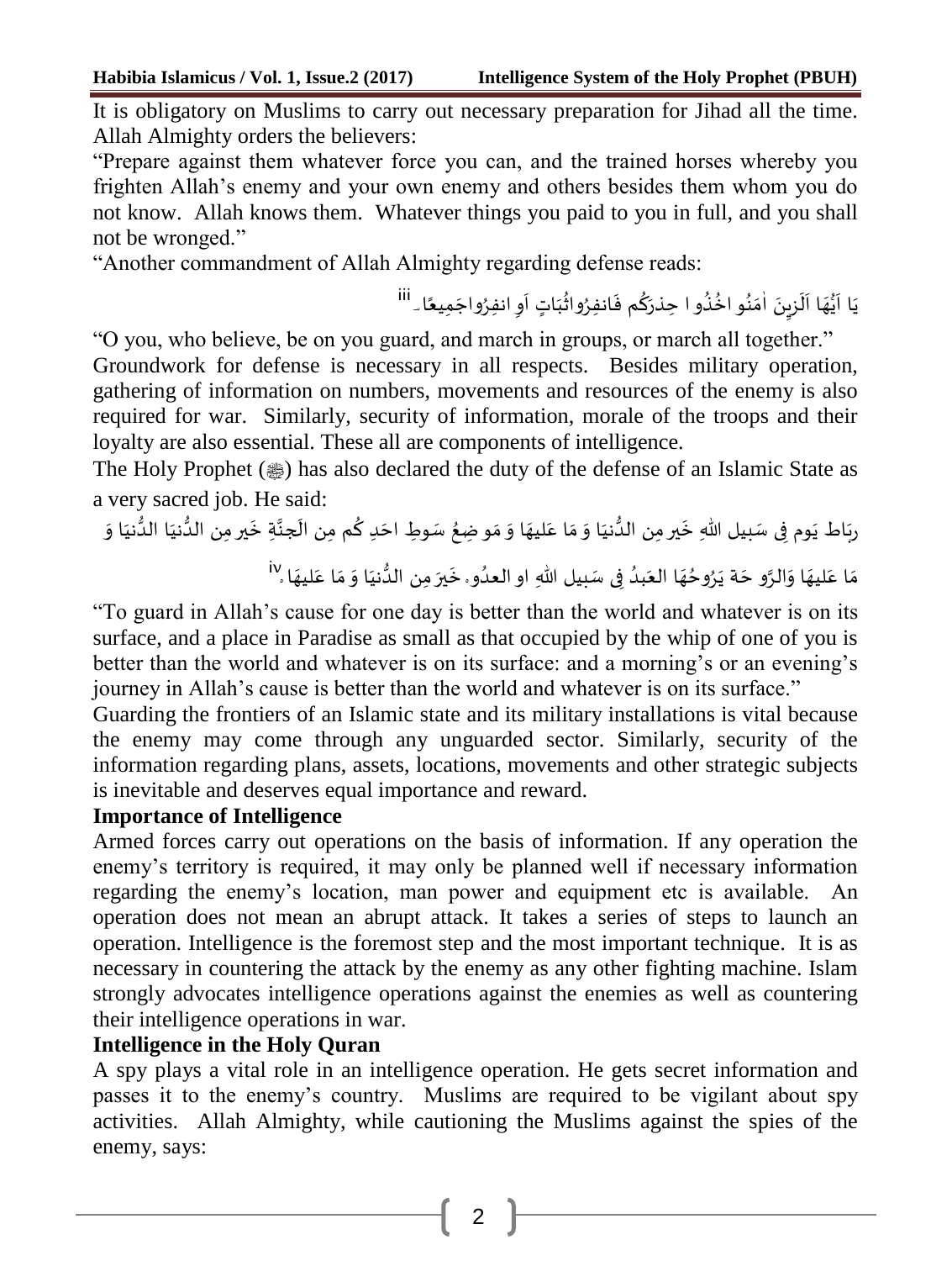It is obligatory on Muslims to carry out necessary preparation for Jihad all the time. Allah Almighty orders the believers:

"Prepare against them whatever force you can, and the trained horses whereby you frighten Allah's enemy and your own enemy and others besides them whom you do not know. Allah knows them. Whatever things you paid to you in full, and you shall not be wronged."

"Another commandment of Allah Almighty regarding defense reads:

يَا اَیُّهَا اَلَّزِینَ اٰمَنُو اخُذُو ا حِذرَکُم فَانفِرُواثُبَاتٍ اَوِ انفِرُواجَمِیعًا۔ [iii]

"O you, who believe, be on you guard, and march in groups, or march all together."

Groundwork for defense is necessary in all respects. Besides military operation, gathering of information on numbers, movements and resources of the enemy is also required for war. Similarly, security of information, morale of the troops and their loyalty are also essential. These all are components of intelligence.

The Holy Prophet (ﷺ) has also declared the duty of the defense of an Islamic State as a very sacred job. He said:

رِبَاطُ یَوم فِی سَبِیل اللّٰہِ خَیر مِن الدُّنیَا وَ مَا عَلیھَا وَ مَو ضِعُ سَوطِ احَدِ کُم مِن الَجنَّةِ خَیر مِن الدُّنیَا الدُّنیَا وَ مَا عَلیھَا وَالرَّو حَة یَرُوحُھَا العَبدُ فِی سَبِیل اللّٰہِ او العدُو۔ خَیرَ مِن الدُّنیَا وَ مَا عَلیھَا۔ [iv]

"To guard in Allah's cause for one day is better than the world and whatever is on its surface, and a place in Paradise as small as that occupied by the whip of one of you is better than the world and whatever is on its surface: and a morning's or an evening's journey in Allah's cause is better than the world and whatever is on its surface."

Guarding the frontiers of an Islamic state and its military installations is vital because the enemy may come through any unguarded sector. Similarly, security of the information regarding plans, assets, locations, movements and other strategic subjects is inevitable and deserves equal importance and reward.

**Importance of Intelligence**

Armed forces carry out operations on the basis of information. If any operation the enemy's territory is required, it may only be planned well if necessary information regarding the enemy's location, man power and equipment etc is available. An operation does not mean an abrupt attack. It takes a series of steps to launch an operation. Intelligence is the foremost step and the most important technique. It is as necessary in countering the attack by the enemy as any other fighting machine. Islam strongly advocates intelligence operations against the enemies as well as countering their intelligence operations in war.

**Intelligence in the Holy Quran**

A spy plays a vital role in an intelligence operation. He gets secret information and passes it to the enemy's country. Muslims are required to be vigilant about spy activities. Allah Almighty, while cautioning the Muslims against the spies of the enemy, says: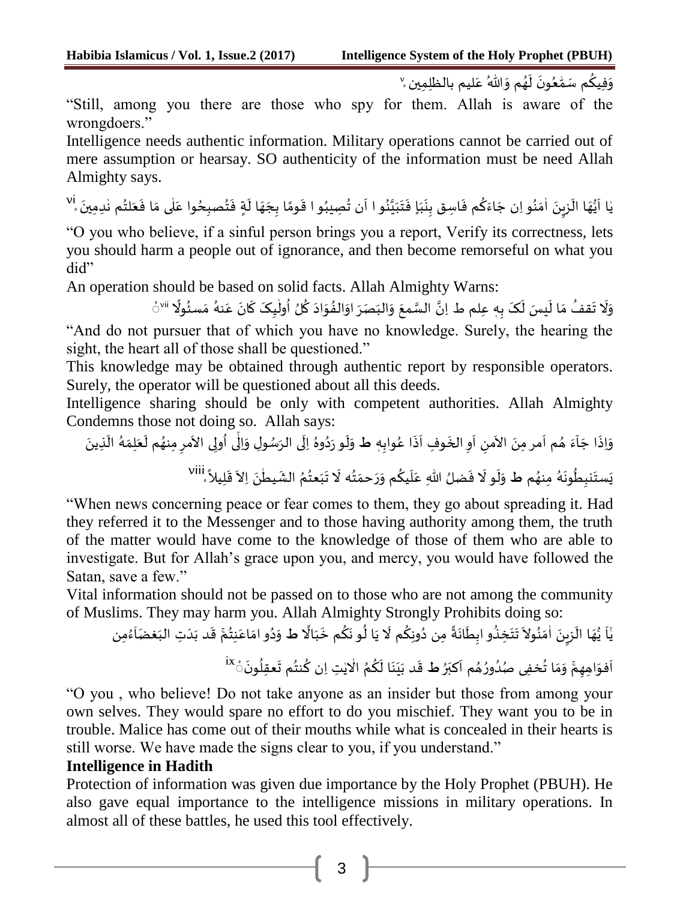وَفِيكُم سَمّٰعُونَ لَهُم وَاللهُ عَليم بالظلِمِين[v]

"Still, among you there are those who spy for them. Allah is aware of the wrongdoers."

Intelligence needs authentic information. Military operations cannot be carried out of mere assumption or hearsay. SO authenticity of the information must be need Allah Almighty says.

يَا اَيُّهَا الَزِينَ اٰمَنُو اِن جَاءَكُم فَاسِق بِنَبَاٍ فَتَبَيَّنُو ا اَن تُصِيبُو ا قَومًا بِجَهَا لَةٍ فَتُصبِحُوا عَلٰى مَا فَعَلتُم نٰدِمِينَ[vi]

"O you who believe, if a sinful person brings you a report, Verify its correctness, lets you should harm a people out of ignorance, and then become remorseful on what you did"

An operation should be based on solid facts. Allah Almighty Warns:

وَلَا تَقفُ مَا لَيسَ لَكَ بِهٖ عِلم ط اِنَّ السَّمعَ وَالبَصَرَ اوَالفُوَادَ كُلُّ اُولٰئِكَ كَانَ عَنهُ مَسئُولًا[vii]

"And do not pursuer that of which you have no knowledge. Surely, the hearing the sight, the heart all of those shall be questioned."

This knowledge may be obtained through authentic report by responsible operators. Surely, the operator will be questioned about all this deeds.

Intelligence sharing should be only with competent authorities. Allah Almighty Condemns those not doing so. Allah says:

وَاِذَا جَآءَ هُم اَمر مِنَ الاَمنِ اَوِ الخَوفِ اَذَا عُوابِهٖ ط وَلَو رَدُوهُ اِلَى الرَسُولِ وَاِلٰى اُولِى الاَمرِ مِنهُم لَعَلِمَهُ الَذِينَ يَستَنبِطُونَهُ مِنهُم ط وَلَو لَا فَضلُ اللهِ عَلَيكُم وَرَحمَتُه لَا تَبَعتُمُ الشَيطٰنَ اِلاَ قَلِيلاً[viii]

"When news concerning peace or fear comes to them, they go about spreading it. Had they referred it to the Messenger and to those having authority among them, the truth of the matter would have come to the knowledge of those of them who are able to investigate. But for Allah's grace upon you, and mercy, you would have followed the Satan, save a few."

Vital information should not be passed on to those who are not among the community of Muslims. They may harm you. Allah Almighty Strongly Prohibits doing so:

يَاَ يُهَا الَزِينَ اٰمَنُولاَ تَتَخِذُو ابِطَانَةً مِن دُونِكُم لَا يَا لُو نَكُم خَبَالًا ط وَدُو امَاعَنِتُمۚ قَد بَدَتِ البَغضَآءُمِن اَفوَاهِهِمۚ وَمَا تُخفِى صُدُورُهُم اَكبَرُ ط قَد بَيَنَا لَكُمُ الاٰيٰتِ اِن كُنتُم تَعقِلُونَ[ix]

"O you , who believe! Do not take anyone as an insider but those from among your own selves. They would spare no effort to do you mischief. They want you to be in trouble. Malice has come out of their mouths while what is concealed in their hearts is still worse. We have made the signs clear to you, if you understand."

## Intelligence in Hadith

Protection of information was given due importance by the Holy Prophet (PBUH). He also gave equal importance to the intelligence missions in military operations. In almost all of these battles, he used this tool effectively.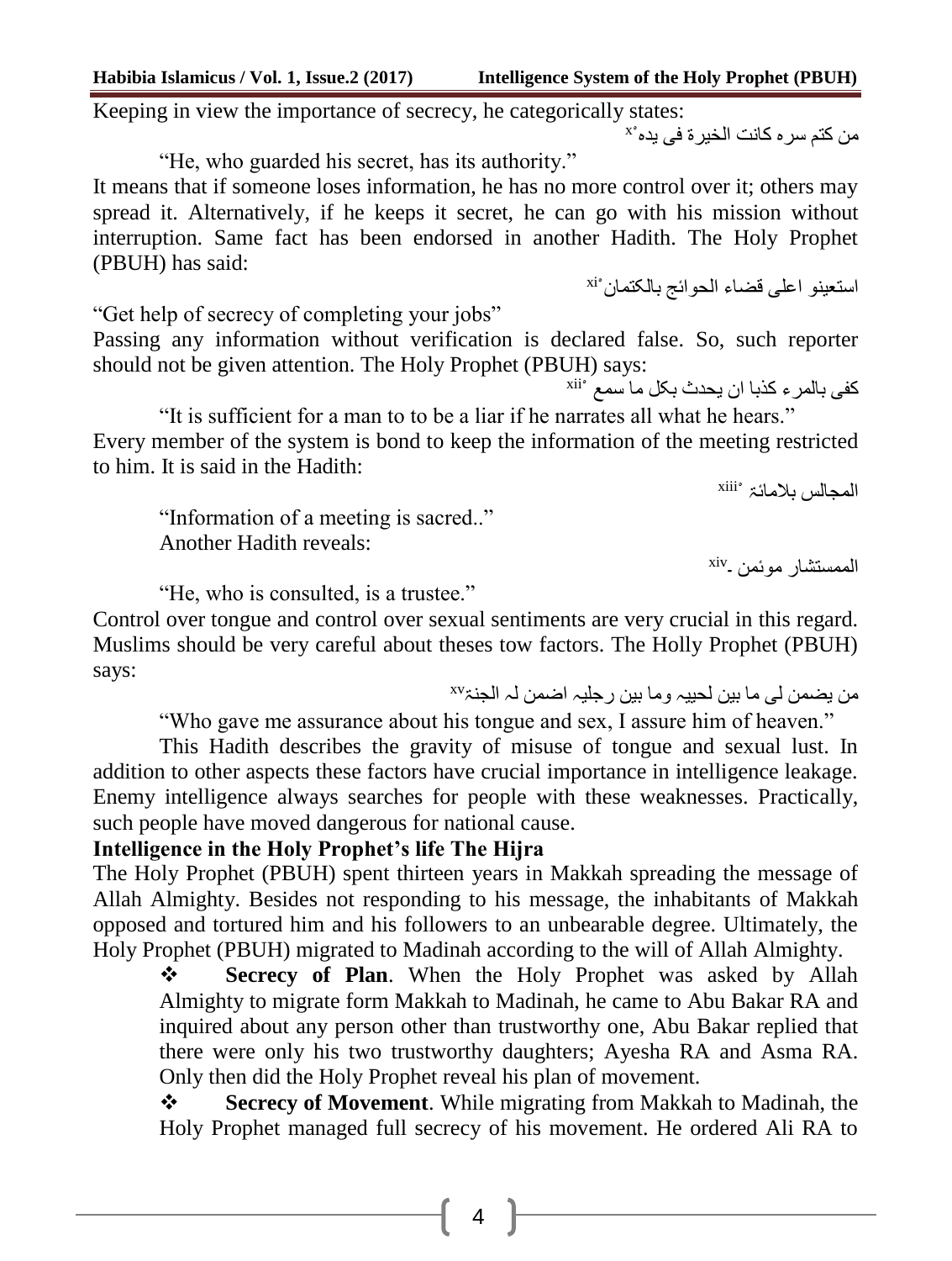Keeping in view the importance of secrecy, he categorically states:

من کتم سرہ کانت الخیرۃ فی یدہ[x]

"He, who guarded his secret, has its authority."

It means that if someone loses information, he has no more control over it; others may spread it. Alternatively, if he keeps it secret, he can go with his mission without interruption. Same fact has been endorsed in another Hadith. The Holy Prophet (PBUH) has said:

استعینو اعلی قضاء الحوائج بالکتمان[xi]

"Get help of secrecy of completing your jobs"

Passing any information without verification is declared false. So, such reporter should not be given attention. The Holy Prophet (PBUH) says:

کفی بالمرء کذبا ان یحدث بکل ما سمع [xii]

"It is sufficient for a man to to be a liar if he narrates all what he hears."

Every member of the system is bond to keep the information of the meeting restricted to him. It is said in the Hadith:

المجالس بلامانۃ [xiii]

"Information of a meeting is sacred.."

Another Hadith reveals:

الممستشار موئمن ۔[xiv]

"He, who is consulted, is a trustee."

Control over tongue and control over sexual sentiments are very crucial in this regard. Muslims should be very careful about theses tow factors. The Holly Prophet (PBUH) says:

من یضمن لی ما بین لحییہ وما بین رجلیہ اضمن لہ الجنۃ[xv]

"Who gave me assurance about his tongue and sex, I assure him of heaven."

This Hadith describes the gravity of misuse of tongue and sexual lust. In addition to other aspects these factors have crucial importance in intelligence leakage. Enemy intelligence always searches for people with these weaknesses. Practically, such people have moved dangerous for national cause.

**Intelligence in the Holy Prophet's life The Hijra**

The Holy Prophet (PBUH) spent thirteen years in Makkah spreading the message of Allah Almighty. Besides not responding to his message, the inhabitants of Makkah opposed and tortured him and his followers to an unbearable degree. Ultimately, the Holy Prophet (PBUH) migrated to Madinah according to the will of Allah Almighty.

- **Secrecy of Plan**. When the Holy Prophet was asked by Allah Almighty to migrate form Makkah to Madinah, he came to Abu Bakar RA and inquired about any person other than trustworthy one, Abu Bakar replied that there were only his two trustworthy daughters; Ayesha RA and Asma RA. Only then did the Holy Prophet reveal his plan of movement.
- **Secrecy of Movement**. While migrating from Makkah to Madinah, the Holy Prophet managed full secrecy of his movement. He ordered Ali RA to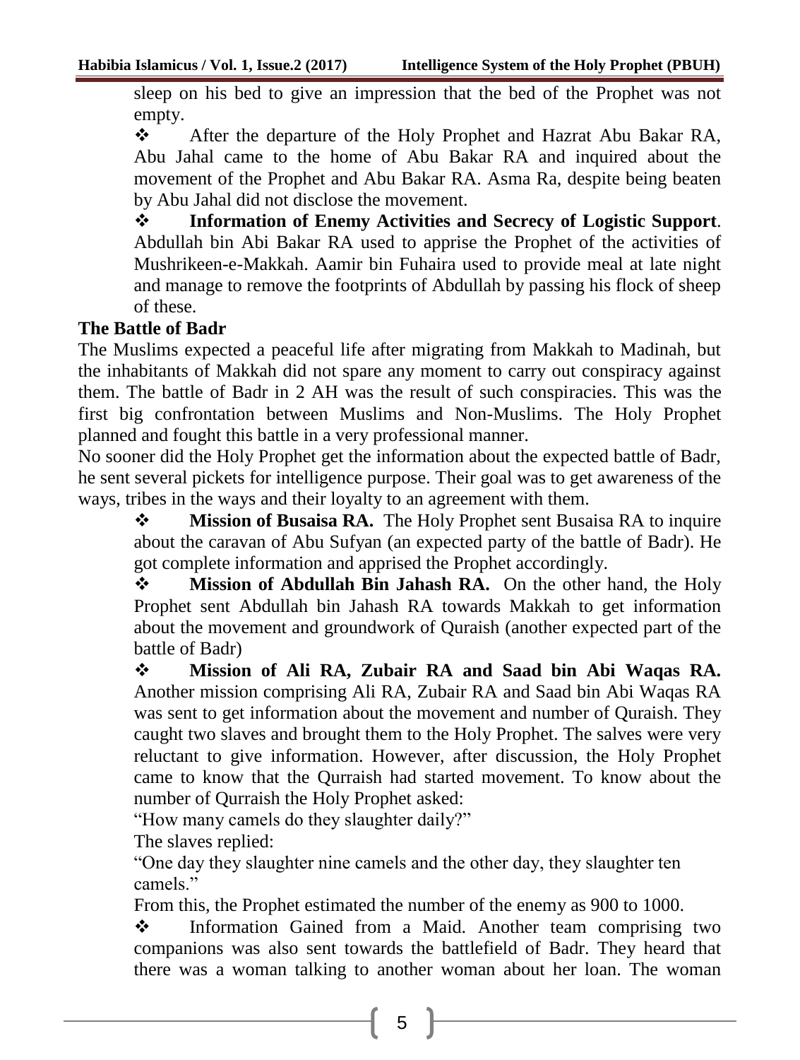sleep on his bed to give an impression that the bed of the Prophet was not empty.

- After the departure of the Holy Prophet and Hazrat Abu Bakar RA, Abu Jahal came to the home of Abu Bakar RA and inquired about the movement of the Prophet and Abu Bakar RA. Asma Ra, despite being beaten by Abu Jahal did not disclose the movement.
- **Information of Enemy Activities and Secrecy of Logistic Support**. Abdullah bin Abi Bakar RA used to apprise the Prophet of the activities of Mushrikeen-e-Makkah. Aamir bin Fuhaira used to provide meal at late night and manage to remove the footprints of Abdullah by passing his flock of sheep of these.

## The Battle of Badr

The Muslims expected a peaceful life after migrating from Makkah to Madinah, but the inhabitants of Makkah did not spare any moment to carry out conspiracy against them. The battle of Badr in 2 AH was the result of such conspiracies. This was the first big confrontation between Muslims and Non-Muslims. The Holy Prophet planned and fought this battle in a very professional manner.

No sooner did the Holy Prophet get the information about the expected battle of Badr, he sent several pickets for intelligence purpose. Their goal was to get awareness of the ways, tribes in the ways and their loyalty to an agreement with them.

- **Mission of Busaisa RA.** The Holy Prophet sent Busaisa RA to inquire about the caravan of Abu Sufyan (an expected party of the battle of Badr). He got complete information and apprised the Prophet accordingly.
- **Mission of Abdullah Bin Jahash RA.** On the other hand, the Holy Prophet sent Abdullah bin Jahash RA towards Makkah to get information about the movement and groundwork of Quraish (another expected part of the battle of Badr)
- **Mission of Ali RA, Zubair RA and Saad bin Abi Waqas RA.** Another mission comprising Ali RA, Zubair RA and Saad bin Abi Waqas RA was sent to get information about the movement and number of Quraish. They caught two slaves and brought them to the Holy Prophet. The salves were very reluctant to give information. However, after discussion, the Holy Prophet came to know that the Qurraish had started movement. To know about the number of Qurraish the Holy Prophet asked:

  "How many camels do they slaughter daily?"

  The slaves replied:

  "One day they slaughter nine camels and the other day, they slaughter ten camels."

  From this, the Prophet estimated the number of the enemy as 900 to 1000.
- Information Gained from a Maid. Another team comprising two companions was also sent towards the battlefield of Badr. They heard that there was a woman talking to another woman about her loan. The woman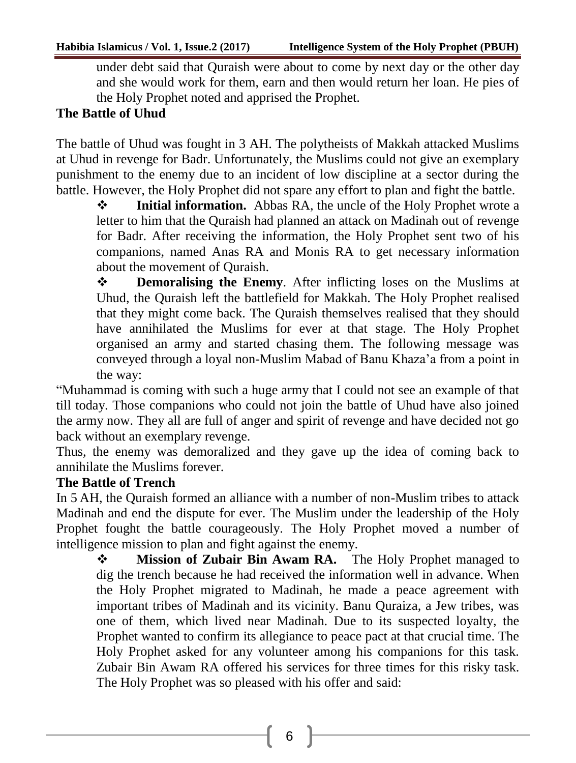under debt said that Quraish were about to come by next day or the other day and she would work for them, earn and then would return her loan. He pies of the Holy Prophet noted and apprised the Prophet.

**The Battle of Uhud**

The battle of Uhud was fought in 3 AH. The polytheists of Makkah attacked Muslims at Uhud in revenge for Badr. Unfortunately, the Muslims could not give an exemplary punishment to the enemy due to an incident of low discipline at a sector during the battle. However, the Holy Prophet did not spare any effort to plan and fight the battle.

- **Initial information.** Abbas RA, the uncle of the Holy Prophet wrote a letter to him that the Quraish had planned an attack on Madinah out of revenge for Badr. After receiving the information, the Holy Prophet sent two of his companions, named Anas RA and Monis RA to get necessary information about the movement of Quraish.
- **Demoralising the Enemy**. After inflicting loses on the Muslims at Uhud, the Quraish left the battlefield for Makkah. The Holy Prophet realised that they might come back. The Quraish themselves realised that they should have annihilated the Muslims for ever at that stage. The Holy Prophet organised an army and started chasing them. The following message was conveyed through a loyal non-Muslim Mabad of Banu Khaza'a from a point in the way:

"Muhammad is coming with such a huge army that I could not see an example of that till today. Those companions who could not join the battle of Uhud have also joined the army now. They all are full of anger and spirit of revenge and have decided not go back without an exemplary revenge.

Thus, the enemy was demoralized and they gave up the idea of coming back to annihilate the Muslims forever.

**The Battle of Trench**

In 5 AH, the Quraish formed an alliance with a number of non-Muslim tribes to attack Madinah and end the dispute for ever. The Muslim under the leadership of the Holy Prophet fought the battle courageously. The Holy Prophet moved a number of intelligence mission to plan and fight against the enemy.

- **Mission of Zubair Bin Awam RA.** The Holy Prophet managed to dig the trench because he had received the information well in advance. When the Holy Prophet migrated to Madinah, he made a peace agreement with important tribes of Madinah and its vicinity. Banu Quraiza, a Jew tribes, was one of them, which lived near Madinah. Due to its suspected loyalty, the Prophet wanted to confirm its allegiance to peace pact at that crucial time. The Holy Prophet asked for any volunteer among his companions for this task. Zubair Bin Awam RA offered his services for three times for this risky task. The Holy Prophet was so pleased with his offer and said: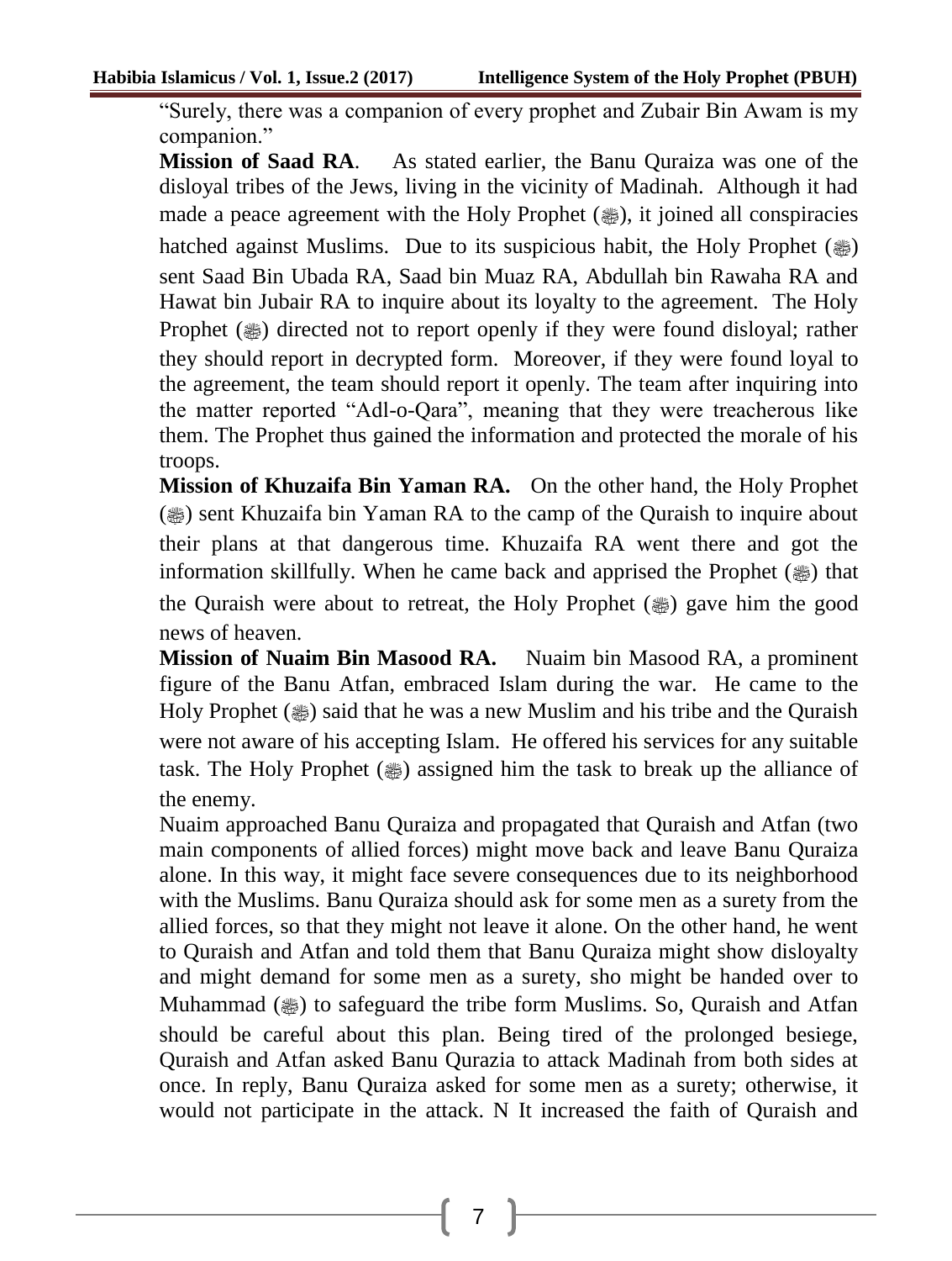"Surely, there was a companion of every prophet and Zubair Bin Awam is my companion."

**Mission of Saad RA**. As stated earlier, the Banu Quraiza was one of the disloyal tribes of the Jews, living in the vicinity of Madinah. Although it had made a peace agreement with the Holy Prophet (ﷺ), it joined all conspiracies hatched against Muslims. Due to its suspicious habit, the Holy Prophet (ﷺ) sent Saad Bin Ubada RA, Saad bin Muaz RA, Abdullah bin Rawaha RA and Hawat bin Jubair RA to inquire about its loyalty to the agreement. The Holy Prophet (ﷺ) directed not to report openly if they were found disloyal; rather they should report in decrypted form. Moreover, if they were found loyal to the agreement, the team should report it openly. The team after inquiring into the matter reported "Adl-o-Qara", meaning that they were treacherous like them. The Prophet thus gained the information and protected the morale of his troops.

**Mission of Khuzaifa Bin Yaman RA.** On the other hand, the Holy Prophet (ﷺ) sent Khuzaifa bin Yaman RA to the camp of the Quraish to inquire about their plans at that dangerous time. Khuzaifa RA went there and got the information skillfully. When he came back and apprised the Prophet (ﷺ) that the Quraish were about to retreat, the Holy Prophet (ﷺ) gave him the good news of heaven.

**Mission of Nuaim Bin Masood RA.** Nuaim bin Masood RA, a prominent figure of the Banu Atfan, embraced Islam during the war. He came to the Holy Prophet (ﷺ) said that he was a new Muslim and his tribe and the Quraish were not aware of his accepting Islam. He offered his services for any suitable task. The Holy Prophet (ﷺ) assigned him the task to break up the alliance of the enemy.

Nuaim approached Banu Quraiza and propagated that Quraish and Atfan (two main components of allied forces) might move back and leave Banu Quraiza alone. In this way, it might face severe consequences due to its neighborhood with the Muslims. Banu Quraiza should ask for some men as a surety from the allied forces, so that they might not leave it alone. On the other hand, he went to Quraish and Atfan and told them that Banu Quraiza might show disloyalty and might demand for some men as a surety, sho might be handed over to Muhammad (ﷺ) to safeguard the tribe form Muslims. So, Quraish and Atfan should be careful about this plan. Being tired of the prolonged besiege, Quraish and Atfan asked Banu Qurazia to attack Madinah from both sides at once. In reply, Banu Quraiza asked for some men as a surety; otherwise, it would not participate in the attack. N It increased the faith of Quraish and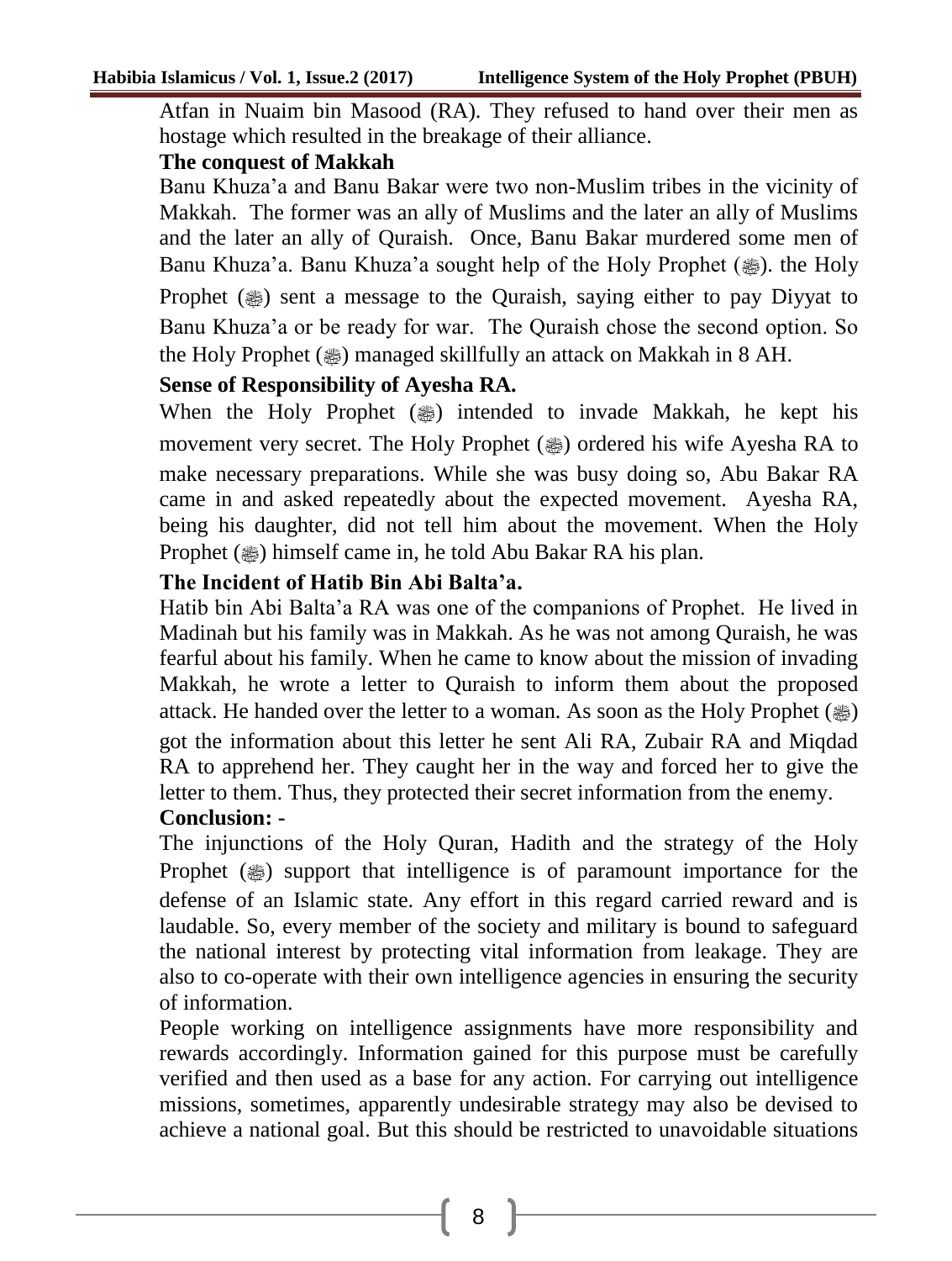Atfan in Nuaim bin Masood (RA). They refused to hand over their men as hostage which resulted in the breakage of their alliance.

**The conquest of Makkah**

Banu Khuza'a and Banu Bakar were two non-Muslim tribes in the vicinity of Makkah. The former was an ally of Muslims and the later an ally of Muslims and the later an ally of Quraish. Once, Banu Bakar murdered some men of Banu Khuza'a. Banu Khuza'a sought help of the Holy Prophet (ﷺ). the Holy Prophet (ﷺ) sent a message to the Quraish, saying either to pay Diyyat to Banu Khuza'a or be ready for war. The Quraish chose the second option. So the Holy Prophet (ﷺ) managed skillfully an attack on Makkah in 8 AH.

**Sense of Responsibility of Ayesha RA.**

When the Holy Prophet (ﷺ) intended to invade Makkah, he kept his movement very secret. The Holy Prophet (ﷺ) ordered his wife Ayesha RA to make necessary preparations. While she was busy doing so, Abu Bakar RA came in and asked repeatedly about the expected movement. Ayesha RA, being his daughter, did not tell him about the movement. When the Holy Prophet (ﷺ) himself came in, he told Abu Bakar RA his plan.

**The Incident of Hatib Bin Abi Balta'a.**

Hatib bin Abi Balta'a RA was one of the companions of Prophet. He lived in Madinah but his family was in Makkah. As he was not among Quraish, he was fearful about his family. When he came to know about the mission of invading Makkah, he wrote a letter to Quraish to inform them about the proposed attack. He handed over the letter to a woman. As soon as the Holy Prophet (ﷺ) got the information about this letter he sent Ali RA, Zubair RA and Miqdad RA to apprehend her. They caught her in the way and forced her to give the letter to them. Thus, they protected their secret information from the enemy.

**Conclusion: -**

The injunctions of the Holy Quran, Hadith and the strategy of the Holy Prophet (ﷺ) support that intelligence is of paramount importance for the defense of an Islamic state. Any effort in this regard carried reward and is laudable. So, every member of the society and military is bound to safeguard the national interest by protecting vital information from leakage. They are also to co-operate with their own intelligence agencies in ensuring the security of information.

People working on intelligence assignments have more responsibility and rewards accordingly. Information gained for this purpose must be carefully verified and then used as a base for any action. For carrying out intelligence missions, sometimes, apparently undesirable strategy may also be devised to achieve a national goal. But this should be restricted to unavoidable situations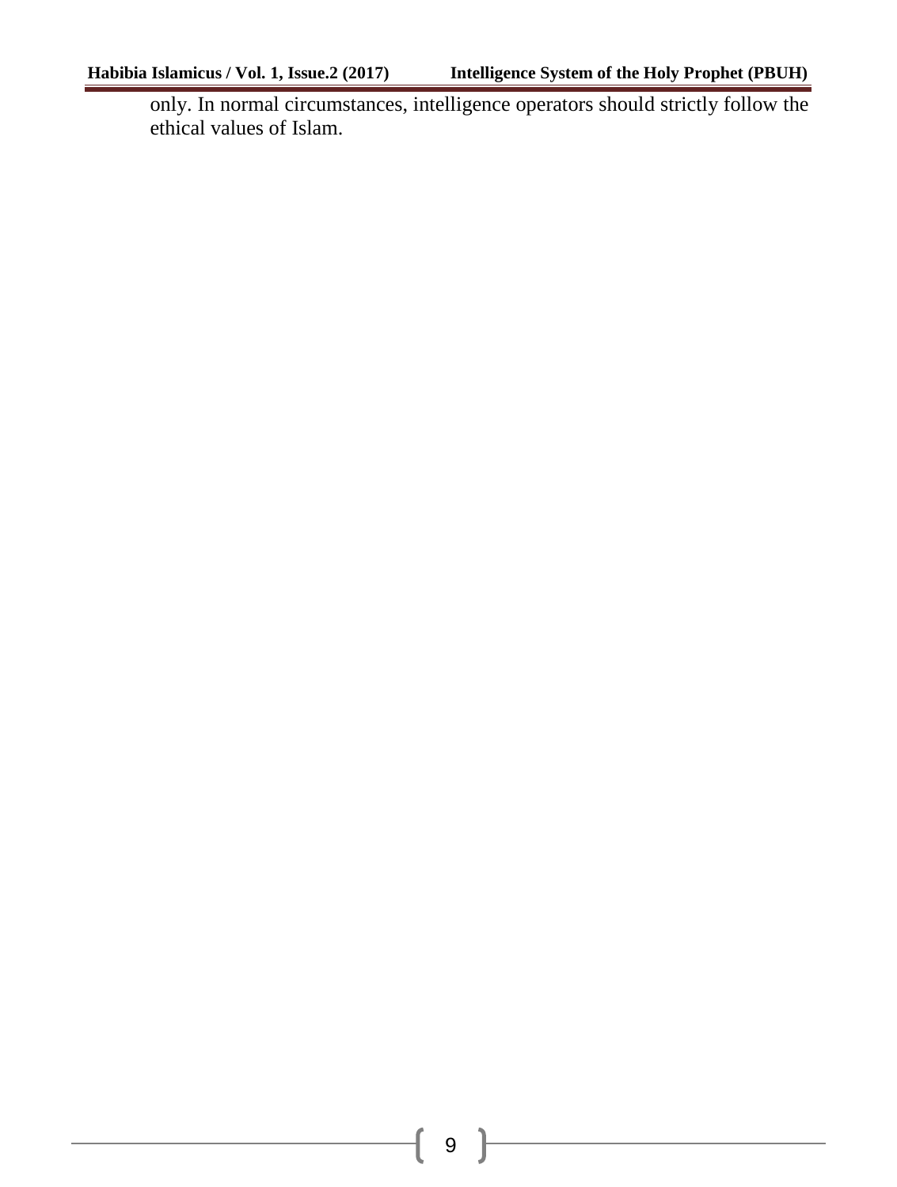only. In normal circumstances, intelligence operators should strictly follow the ethical values of Islam.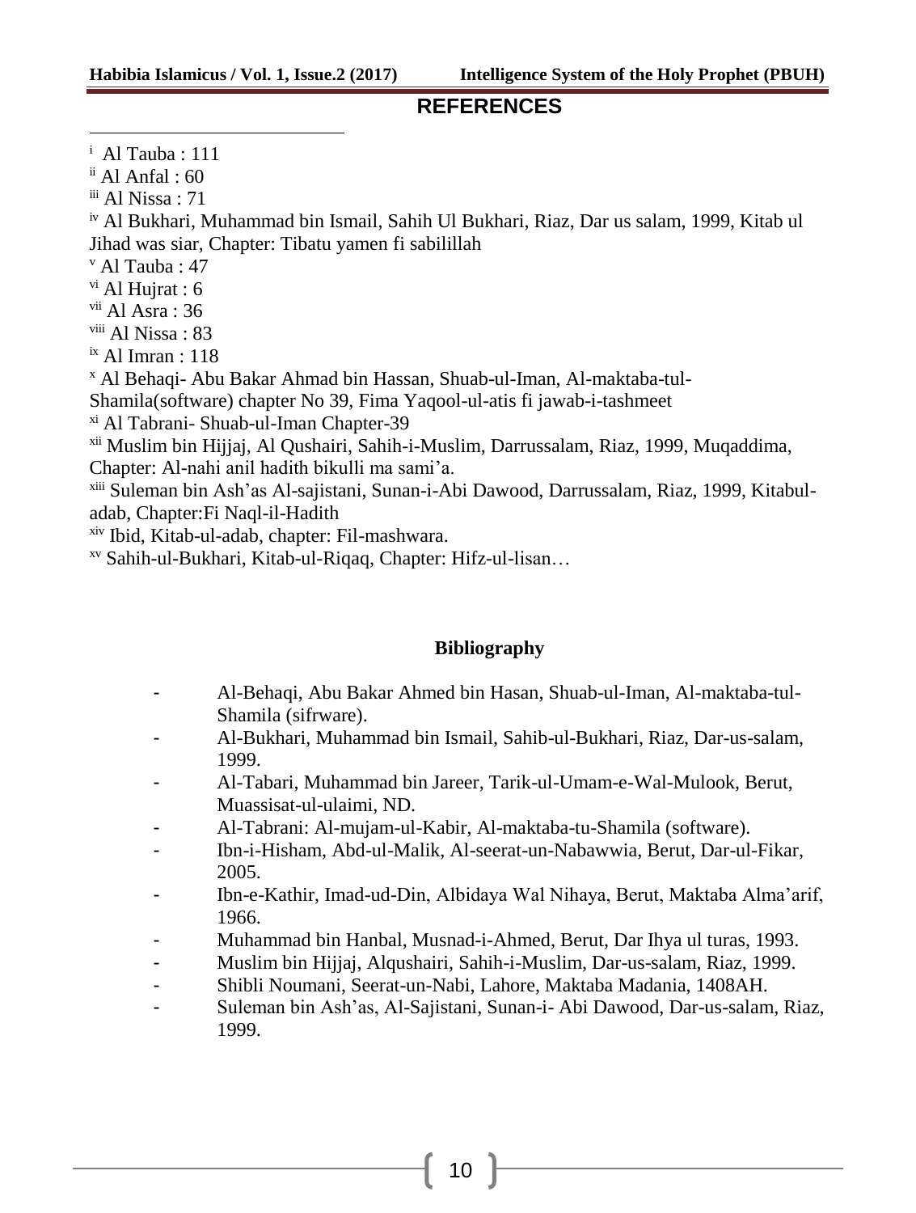## REFERENCES

[i] Al Tauba : 111

[ii] Al Anfal : 60

[iii] Al Nissa : 71

[iv] Al Bukhari, Muhammad bin Ismail, Sahih Ul Bukhari, Riaz, Dar us salam, 1999, Kitab ul Jihad was siar, Chapter: Tibatu yamen fi sabilillah

[v] Al Tauba : 47

[vi] Al Hujrat : 6

[vii] Al Asra : 36

[viii] Al Nissa : 83

[ix] Al Imran : 118

[x] Al Behaqi- Abu Bakar Ahmad bin Hassan, Shuab-ul-Iman, Al-maktaba-tul-Shamila(software) chapter No 39, Fima Yaqool-ul-atis fi jawab-i-tashmeet

[xi] Al Tabrani- Shuab-ul-Iman Chapter-39

[xii] Muslim bin Hijjaj, Al Qushairi, Sahih-i-Muslim, Darrussalam, Riaz, 1999, Muqaddima, Chapter: Al-nahi anil hadith bikulli ma sami'a.

[xiii] Suleman bin Ash'as Al-sajistani, Sunan-i-Abi Dawood, Darrussalam, Riaz, 1999, Kitabul-adab, Chapter:Fi Naql-il-Hadith

[xiv] Ibid, Kitab-ul-adab, chapter: Fil-mashwara.

[xv] Sahih-ul-Bukhari, Kitab-ul-Riqaq, Chapter: Hifz-ul-lisan…

### Bibliography

- Al-Behaqi, Abu Bakar Ahmed bin Hasan, Shuab-ul-Iman, Al-maktaba-tul-Shamila (sifrware).
- Al-Bukhari, Muhammad bin Ismail, Sahib-ul-Bukhari, Riaz, Dar-us-salam, 1999.
- Al-Tabari, Muhammad bin Jareer, Tarik-ul-Umam-e-Wal-Mulook, Berut, Muassisat-ul-ulaimi, ND.
- Al-Tabrani: Al-mujam-ul-Kabir, Al-maktaba-tu-Shamila (software).
- Ibn-i-Hisham, Abd-ul-Malik, Al-seerat-un-Nabawwia, Berut, Dar-ul-Fikar, 2005.
- Ibn-e-Kathir, Imad-ud-Din, Albidaya Wal Nihaya, Berut, Maktaba Alma'arif, 1966.
- Muhammad bin Hanbal, Musnad-i-Ahmed, Berut, Dar Ihya ul turas, 1993.
- Muslim bin Hijjaj, Alqushairi, Sahih-i-Muslim, Dar-us-salam, Riaz, 1999.
- Shibli Noumani, Seerat-un-Nabi, Lahore, Maktaba Madania, 1408AH.
- Suleman bin Ash'as, Al-Sajistani, Sunan-i- Abi Dawood, Dar-us-salam, Riaz, 1999.